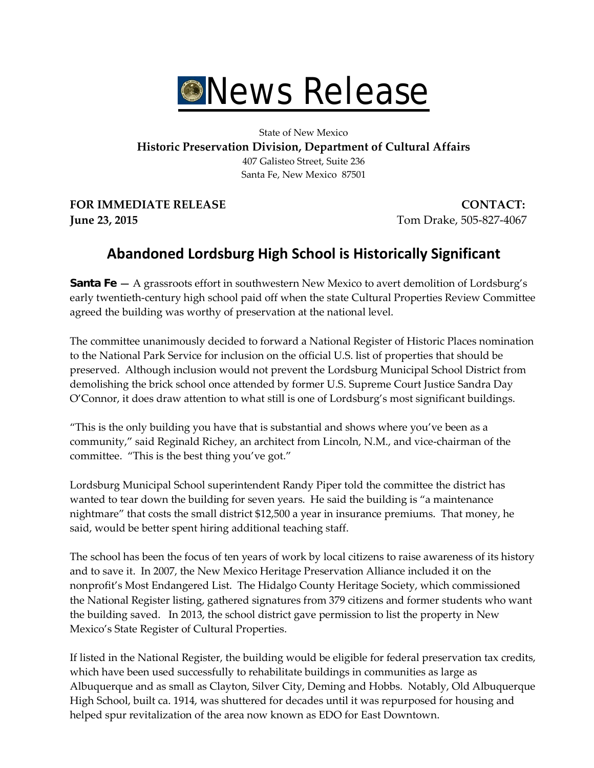# News Release

State of New Mexico
**Historic Preservation Division, Department of Cultural Affairs**
407 Galisteo Street, Suite 236
Santa Fe, New Mexico 87501

**FOR IMMEDIATE RELEASE**
**June 23, 2015**

**CONTACT:**
Tom Drake, 505-827-4067

## Abandoned Lordsburg High School is Historically Significant

**Santa Fe** — A grassroots effort in southwestern New Mexico to avert demolition of Lordsburg's early twentieth-century high school paid off when the state Cultural Properties Review Committee agreed the building was worthy of preservation at the national level.

The committee unanimously decided to forward a National Register of Historic Places nomination to the National Park Service for inclusion on the official U.S. list of properties that should be preserved. Although inclusion would not prevent the Lordsburg Municipal School District from demolishing the brick school once attended by former U.S. Supreme Court Justice Sandra Day O'Connor, it does draw attention to what still is one of Lordsburg's most significant buildings.

"This is the only building you have that is substantial and shows where you've been as a community," said Reginald Richey, an architect from Lincoln, N.M., and vice-chairman of the committee. "This is the best thing you've got."

Lordsburg Municipal School superintendent Randy Piper told the committee the district has wanted to tear down the building for seven years. He said the building is "a maintenance nightmare" that costs the small district $12,500 a year in insurance premiums. That money, he said, would be better spent hiring additional teaching staff.

The school has been the focus of ten years of work by local citizens to raise awareness of its history and to save it. In 2007, the New Mexico Heritage Preservation Alliance included it on the nonprofit's Most Endangered List. The Hidalgo County Heritage Society, which commissioned the National Register listing, gathered signatures from 379 citizens and former students who want the building saved. In 2013, the school district gave permission to list the property in New Mexico's State Register of Cultural Properties.

If listed in the National Register, the building would be eligible for federal preservation tax credits, which have been used successfully to rehabilitate buildings in communities as large as Albuquerque and as small as Clayton, Silver City, Deming and Hobbs. Notably, Old Albuquerque High School, built ca. 1914, was shuttered for decades until it was repurposed for housing and helped spur revitalization of the area now known as EDO for East Downtown.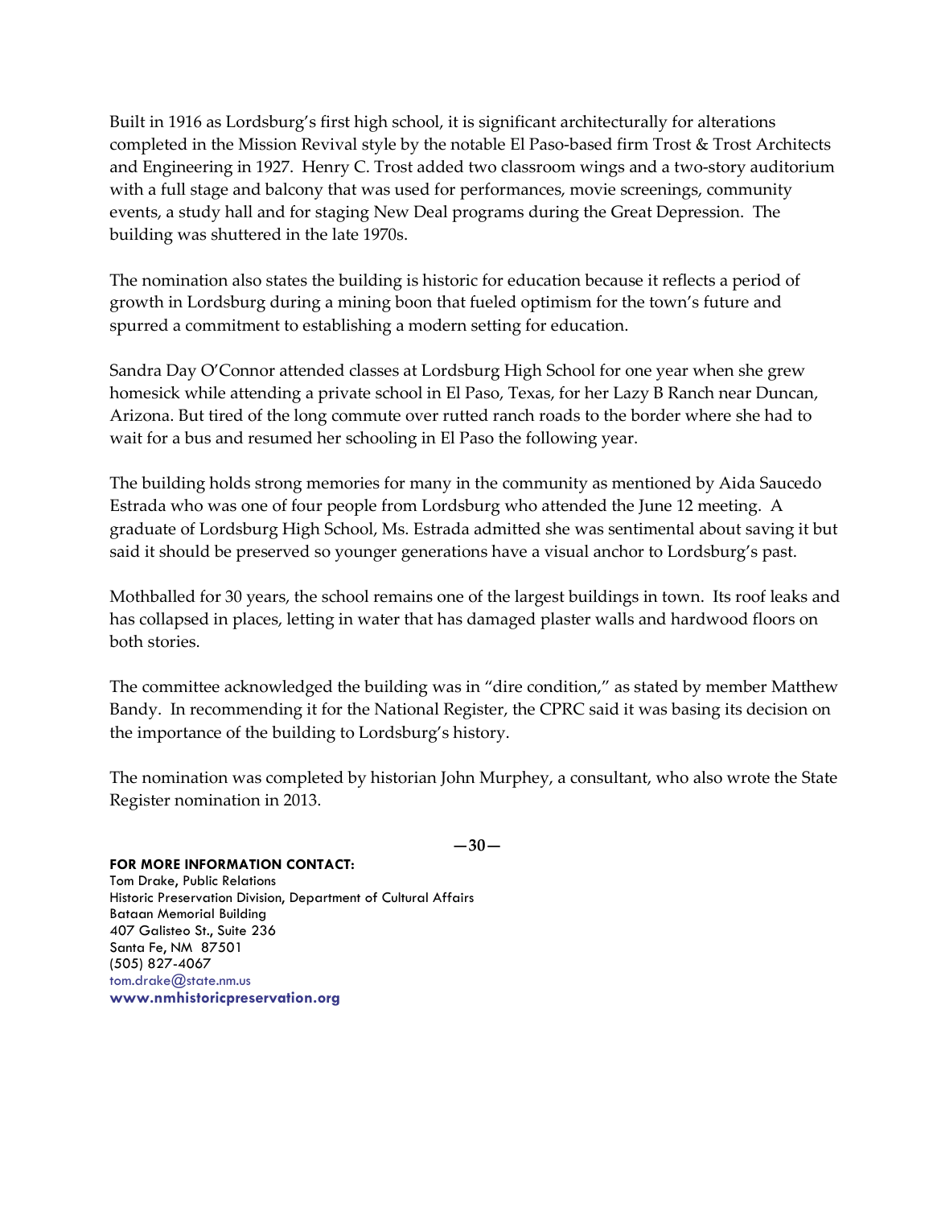Built in 1916 as Lordsburg's first high school, it is significant architecturally for alterations completed in the Mission Revival style by the notable El Paso-based firm Trost & Trost Architects and Engineering in 1927. Henry C. Trost added two classroom wings and a two-story auditorium with a full stage and balcony that was used for performances, movie screenings, community events, a study hall and for staging New Deal programs during the Great Depression. The building was shuttered in the late 1970s.

The nomination also states the building is historic for education because it reflects a period of growth in Lordsburg during a mining boon that fueled optimism for the town's future and spurred a commitment to establishing a modern setting for education.

Sandra Day O'Connor attended classes at Lordsburg High School for one year when she grew homesick while attending a private school in El Paso, Texas, for her Lazy B Ranch near Duncan, Arizona. But tired of the long commute over rutted ranch roads to the border where she had to wait for a bus and resumed her schooling in El Paso the following year.

The building holds strong memories for many in the community as mentioned by Aida Saucedo Estrada who was one of four people from Lordsburg who attended the June 12 meeting. A graduate of Lordsburg High School, Ms. Estrada admitted she was sentimental about saving it but said it should be preserved so younger generations have a visual anchor to Lordsburg's past.

Mothballed for 30 years, the school remains one of the largest buildings in town. Its roof leaks and has collapsed in places, letting in water that has damaged plaster walls and hardwood floors on both stories.

The committee acknowledged the building was in "dire condition," as stated by member Matthew Bandy. In recommending it for the National Register, the CPRC said it was basing its decision on the importance of the building to Lordsburg's history.

The nomination was completed by historian John Murphey, a consultant, who also wrote the State Register nomination in 2013.

—30—

**FOR MORE INFORMATION CONTACT:**
Tom Drake, Public Relations
Historic Preservation Division, Department of Cultural Affairs
Bataan Memorial Building
407 Galisteo St., Suite 236
Santa Fe, NM 87501
(505) 827-4067
tom.drake@state.nm.us
**www.nmhistoricpreservation.org**